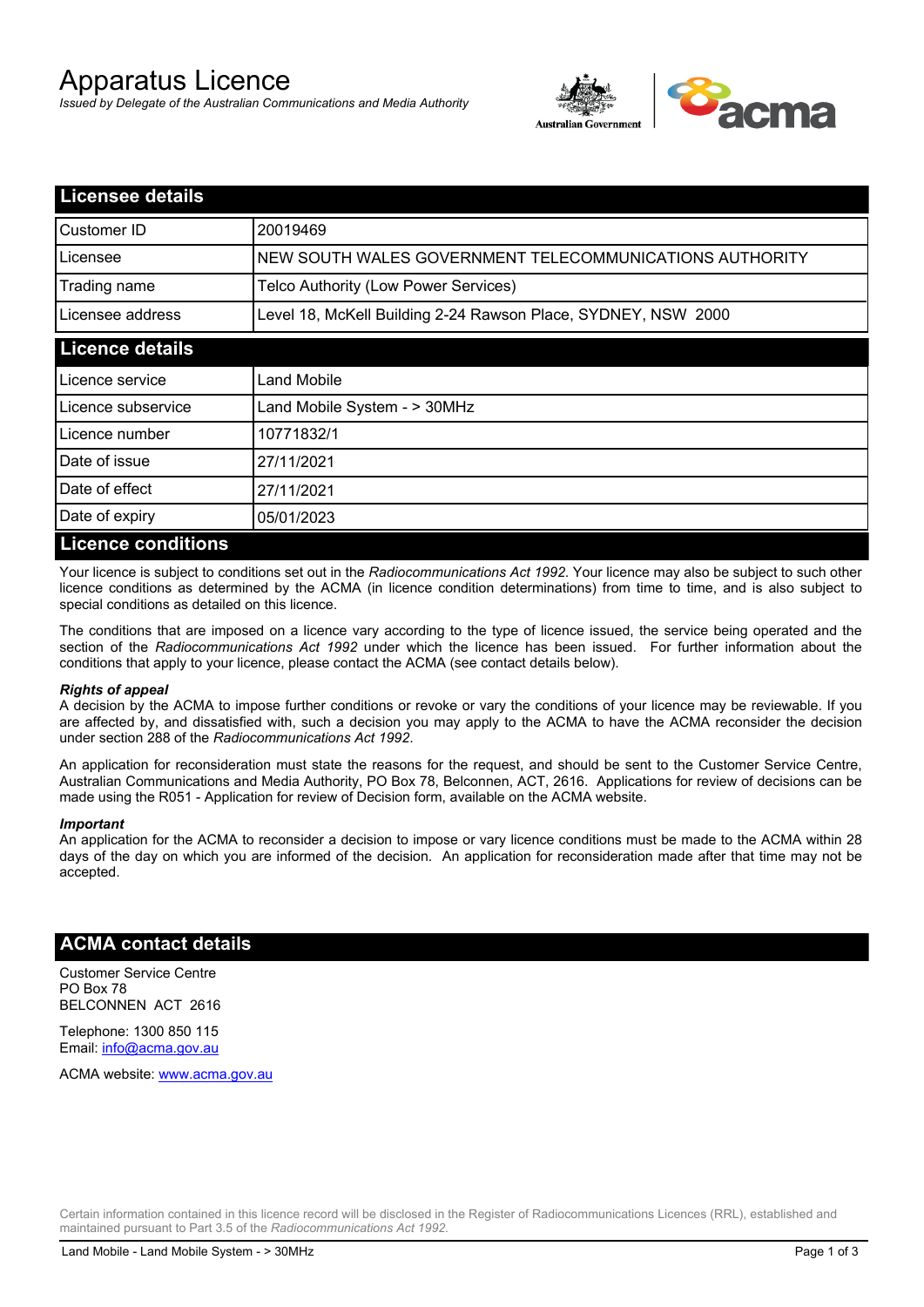# Apparatus Licence

*Issued by Delegate of the Australian Communications and Media Authority*

## Licensee details

| | |
|---|---|
| Customer ID | 20019469 |
| Licensee | NEW SOUTH WALES GOVERNMENT TELECOMMUNICATIONS AUTHORITY |
| Trading name | Telco Authority (Low Power Services) |
| Licensee address | Level 18, McKell Building 2-24 Rawson Place, SYDNEY, NSW 2000 |

## Licence details

| | |
|---|---|
| Licence service | Land Mobile |
| Licence subservice | Land Mobile System - > 30MHz |
| Licence number | 10771832/1 |
| Date of issue | 27/11/2021 |
| Date of effect | 27/11/2021 |
| Date of expiry | 05/01/2023 |

## Licence conditions

Your licence is subject to conditions set out in the *Radiocommunications Act 1992*. Your licence may also be subject to such other licence conditions as determined by the ACMA (in licence condition determinations) from time to time, and is also subject to special conditions as detailed on this licence.

The conditions that are imposed on a licence vary according to the type of licence issued, the service being operated and the section of the *Radiocommunications Act 1992* under which the licence has been issued. For further information about the conditions that apply to your licence, please contact the ACMA (see contact details below).

***Rights of appeal***

A decision by the ACMA to impose further conditions or revoke or vary the conditions of your licence may be reviewable. If you are affected by, and dissatisfied with, such a decision you may apply to the ACMA to have the ACMA reconsider the decision under section 288 of the *Radiocommunications Act 1992*.

An application for reconsideration must state the reasons for the request, and should be sent to the Customer Service Centre, Australian Communications and Media Authority, PO Box 78, Belconnen, ACT, 2616. Applications for review of decisions can be made using the R051 - Application for review of Decision form, available on the ACMA website.

***Important***

An application for the ACMA to reconsider a decision to impose or vary licence conditions must be made to the ACMA within 28 days of the day on which you are informed of the decision. An application for reconsideration made after that time may not be accepted.

## ACMA contact details

Customer Service Centre
PO Box 78
BELCONNEN ACT 2616

Telephone: 1300 850 115
Email: info@acma.gov.au

ACMA website: www.acma.gov.au

Certain information contained in this licence record will be disclosed in the Register of Radiocommunications Licences (RRL), established and maintained pursuant to Part 3.5 of the *Radiocommunications Act 1992.*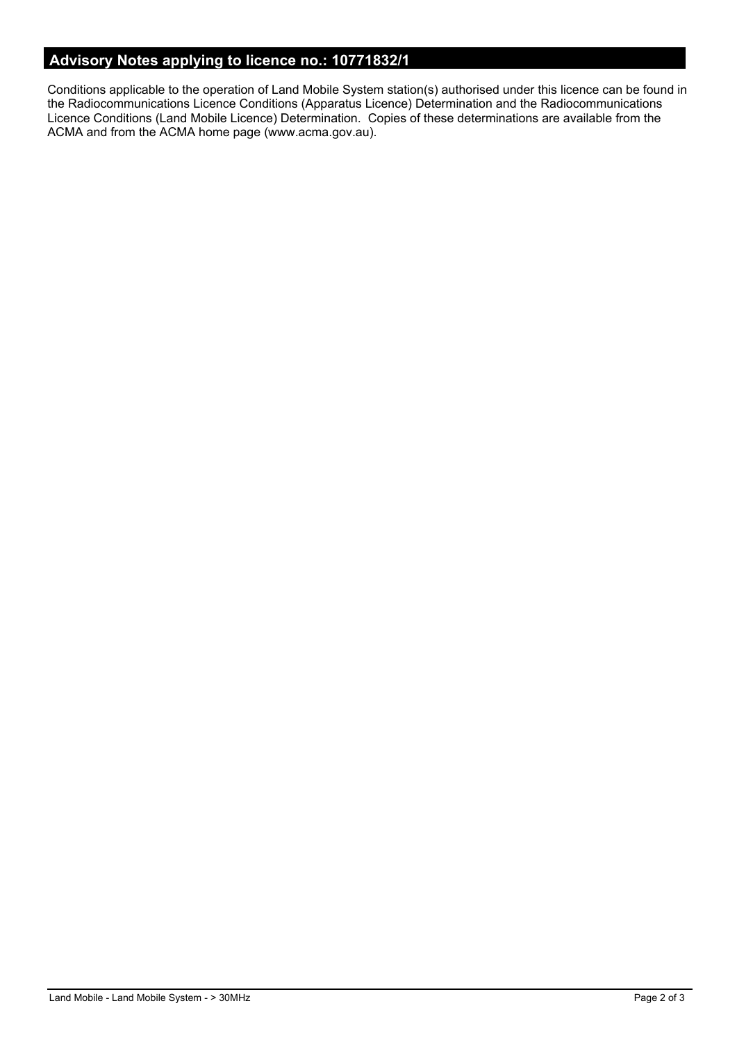## Advisory Notes applying to licence no.: 10771832/1

Conditions applicable to the operation of Land Mobile System station(s) authorised under this licence can be found in the Radiocommunications Licence Conditions (Apparatus Licence) Determination and the Radiocommunications Licence Conditions (Land Mobile Licence) Determination. Copies of these determinations are available from the ACMA and from the ACMA home page (www.acma.gov.au).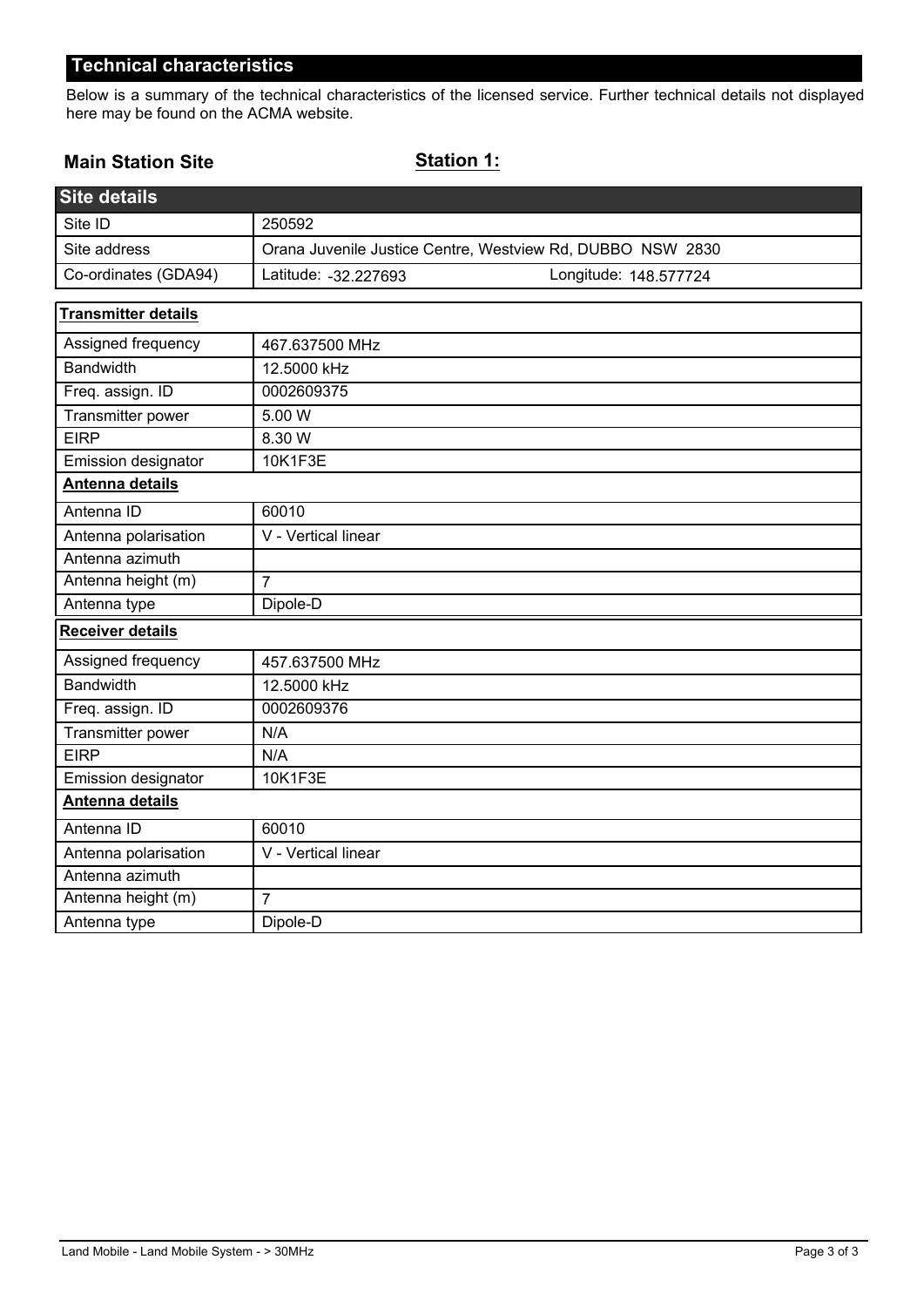## Technical characteristics

Below is a summary of the technical characteristics of the licensed service. Further technical details not displayed here may be found on the ACMA website.

**Main Station Site** **Station 1:**

| Site details | |
|---|---|
| Site ID | 250592 |
| Site address | Orana Juvenile Justice Centre, Westview Rd, DUBBO NSW 2830 |
| Co-ordinates (GDA94) | Latitude: -32.227693 Longitude: 148.577724 |

| Transmitter details | |
|---|---|
| Assigned frequency | 467.637500 MHz |
| Bandwidth | 12.5000 kHz |
| Freq. assign. ID | 0002609375 |
| Transmitter power | 5.00 W |
| EIRP | 8.30 W |
| Emission designator | 10K1F3E |
| **Antenna details** | |
| Antenna ID | 60010 |
| Antenna polarisation | V - Vertical linear |
| Antenna azimuth | |
| Antenna height (m) | 7 |
| Antenna type | Dipole-D |

| Receiver details | |
|---|---|
| Assigned frequency | 457.637500 MHz |
| Bandwidth | 12.5000 kHz |
| Freq. assign. ID | 0002609376 |
| Transmitter power | N/A |
| EIRP | N/A |
| Emission designator | 10K1F3E |
| **Antenna details** | |
| Antenna ID | 60010 |
| Antenna polarisation | V - Vertical linear |
| Antenna azimuth | |
| Antenna height (m) | 7 |
| Antenna type | Dipole-D |

Land Mobile - Land Mobile System - > 30MHz